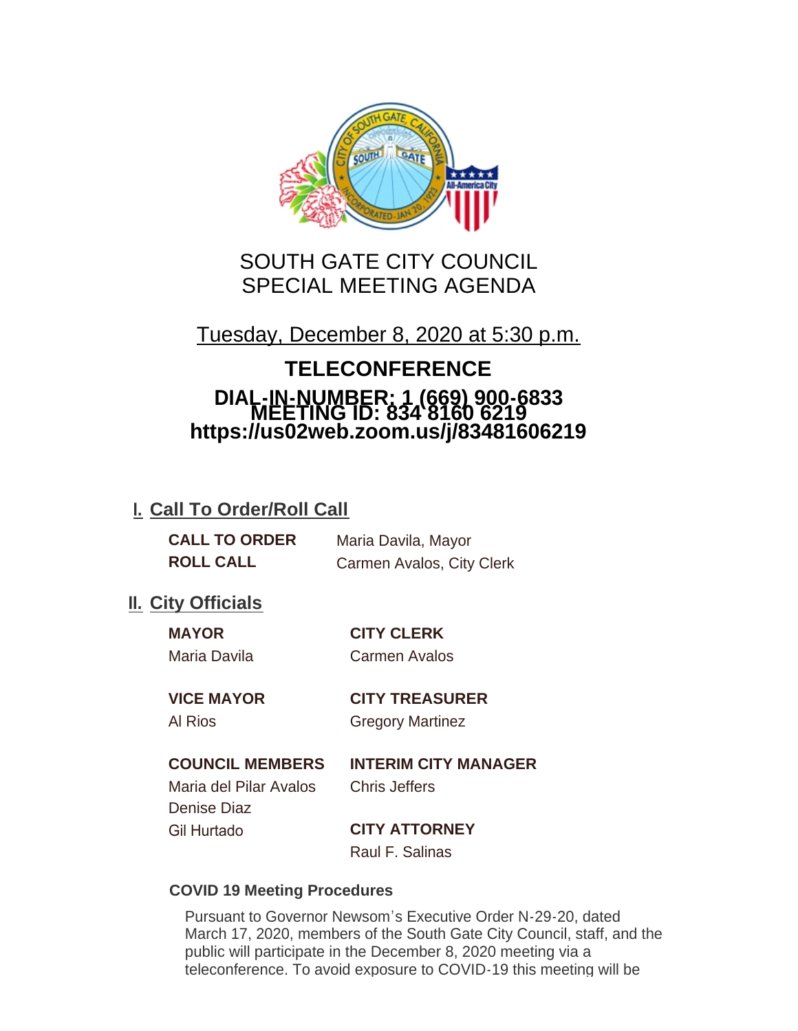# SOUTH GATE CITY COUNCIL
# SPECIAL MEETING AGENDA

Tuesday, December 8, 2020 at 5:30 p.m.

**TELECONFERENCE**

**DIAL-IN-NUMBER: 1 (669) 900-6833**
**MEETING ID: 834 8160 6219**
**https://us02web.zoom.us/j/83481606219**

## I. Call To Order/Roll Call

**CALL TO ORDER** Maria Davila, Mayor
**ROLL CALL** Carmen Avalos, City Clerk

## II. City Officials

**MAYOR**
Maria Davila

**CITY CLERK**
Carmen Avalos

**VICE MAYOR**
Al Rios

**CITY TREASURER**
Gregory Martinez

**COUNCIL MEMBERS**
Maria del Pilar Avalos
Denise Diaz
Gil Hurtado

**INTERIM CITY MANAGER**
Chris Jeffers

**CITY ATTORNEY**
Raul F. Salinas

### COVID 19 Meeting Procedures

Pursuant to Governor Newsom's Executive Order N-29-20, dated March 17, 2020, members of the South Gate City Council, staff, and the public will participate in the December 8, 2020 meeting via a teleconference. To avoid exposure to COVID-19 this meeting will be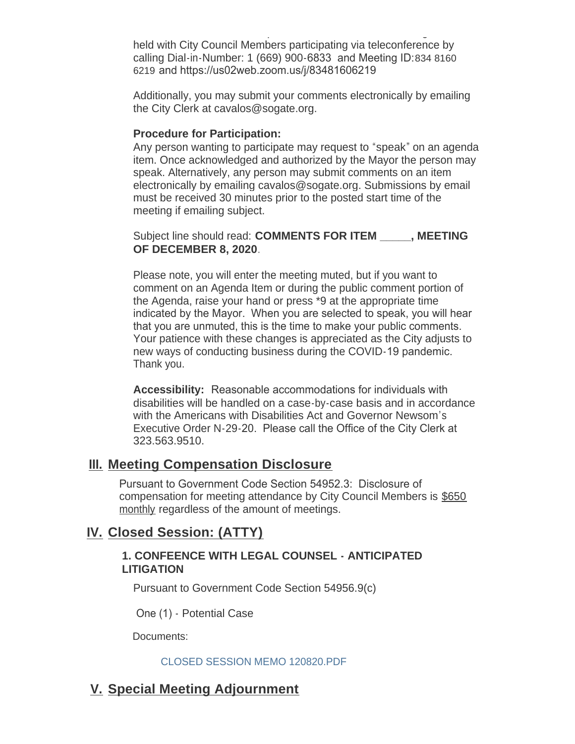held with City Council Members participating via teleconference by calling Dial-in-Number: 1 (669) 900-6833 and Meeting ID:834 8160 6219 and https://us02web.zoom.us/j/83481606219

Additionally, you may submit your comments electronically by emailing the City Clerk at cavalos@sogate.org.

**Procedure for Participation:**
Any person wanting to participate may request to "speak" on an agenda item. Once acknowledged and authorized by the Mayor the person may speak. Alternatively, any person may submit comments on an item electronically by emailing cavalos@sogate.org. Submissions by email must be received 30 minutes prior to the posted start time of the meeting if emailing subject.

Subject line should read: **COMMENTS FOR ITEM _____, MEETING OF DECEMBER 8, 2020**.

Please note, you will enter the meeting muted, but if you want to comment on an Agenda Item or during the public comment portion of the Agenda, raise your hand or press *9 at the appropriate time indicated by the Mayor. When you are selected to speak, you will hear that you are unmuted, this is the time to make your public comments. Your patience with these changes is appreciated as the City adjusts to new ways of conducting business during the COVID-19 pandemic. Thank you.

**Accessibility:** Reasonable accommodations for individuals with disabilities will be handled on a case-by-case basis and in accordance with the Americans with Disabilities Act and Governor Newsom's Executive Order N-29-20. Please call the Office of the City Clerk at 323.563.9510.

## III. Meeting Compensation Disclosure

Pursuant to Government Code Section 54952.3: Disclosure of compensation for meeting attendance by City Council Members is $650 monthly regardless of the amount of meetings.

## IV. Closed Session: (ATTY)

### 1. CONFEENCE WITH LEGAL COUNSEL - ANTICIPATED LITIGATION

Pursuant to Government Code Section 54956.9(c)

One (1) - Potential Case

Documents:

CLOSED SESSION MEMO 120820.PDF

## V. Special Meeting Adjournment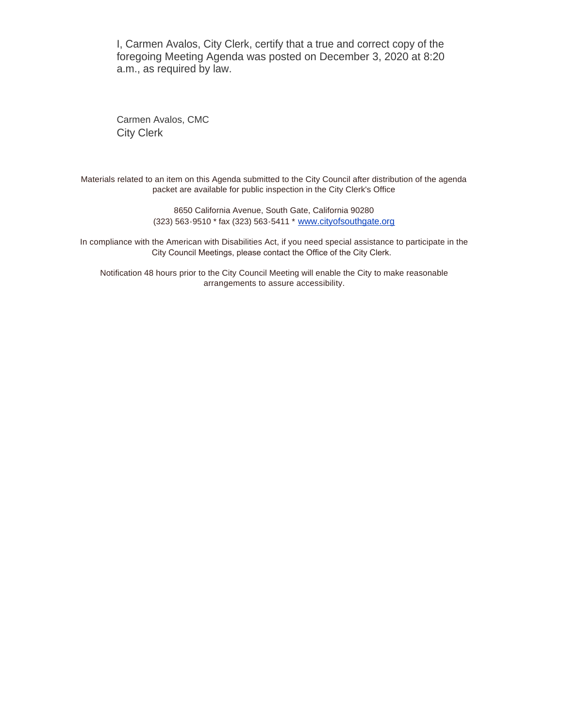I, Carmen Avalos, City Clerk, certify that a true and correct copy of the foregoing Meeting Agenda was posted on December 3, 2020 at 8:20 a.m., as required by law.

Carmen Avalos, CMC
City Clerk

Materials related to an item on this Agenda submitted to the City Council after distribution of the agenda packet are available for public inspection in the City Clerk's Office

8650 California Avenue, South Gate, California 90280
(323) 563-9510 * fax (323) 563-5411 * www.cityofsouthgate.org

In compliance with the American with Disabilities Act, if you need special assistance to participate in the City Council Meetings, please contact the Office of the City Clerk.

Notification 48 hours prior to the City Council Meeting will enable the City to make reasonable arrangements to assure accessibility.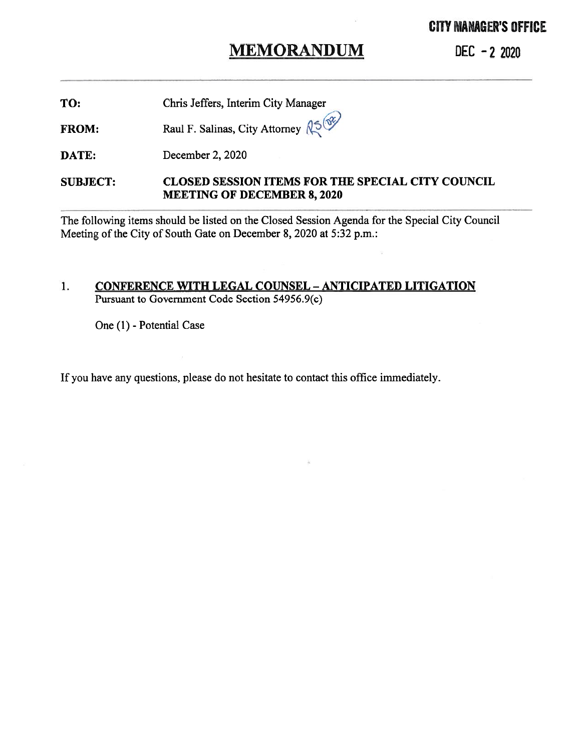**CITY MANAGER'S OFFICE**

# MEMORANDUM

DEC - 2 2020

---

**TO:** Chris Jeffers, Interim City Manager

**FROM:** Raul F. Salinas, City Attorney RS

**DATE:** December 2, 2020

**SUBJECT:** **CLOSED SESSION ITEMS FOR THE SPECIAL CITY COUNCIL MEETING OF DECEMBER 8, 2020**

---

The following items should be listed on the Closed Session Agenda for the Special City Council Meeting of the City of South Gate on December 8, 2020 at 5:32 p.m.:

1. **CONFERENCE WITH LEGAL COUNSEL – ANTICIPATED LITIGATION**
   Pursuant to Government Code Section 54956.9(c)

   One (1) - Potential Case

If you have any questions, please do not hesitate to contact this office immediately.